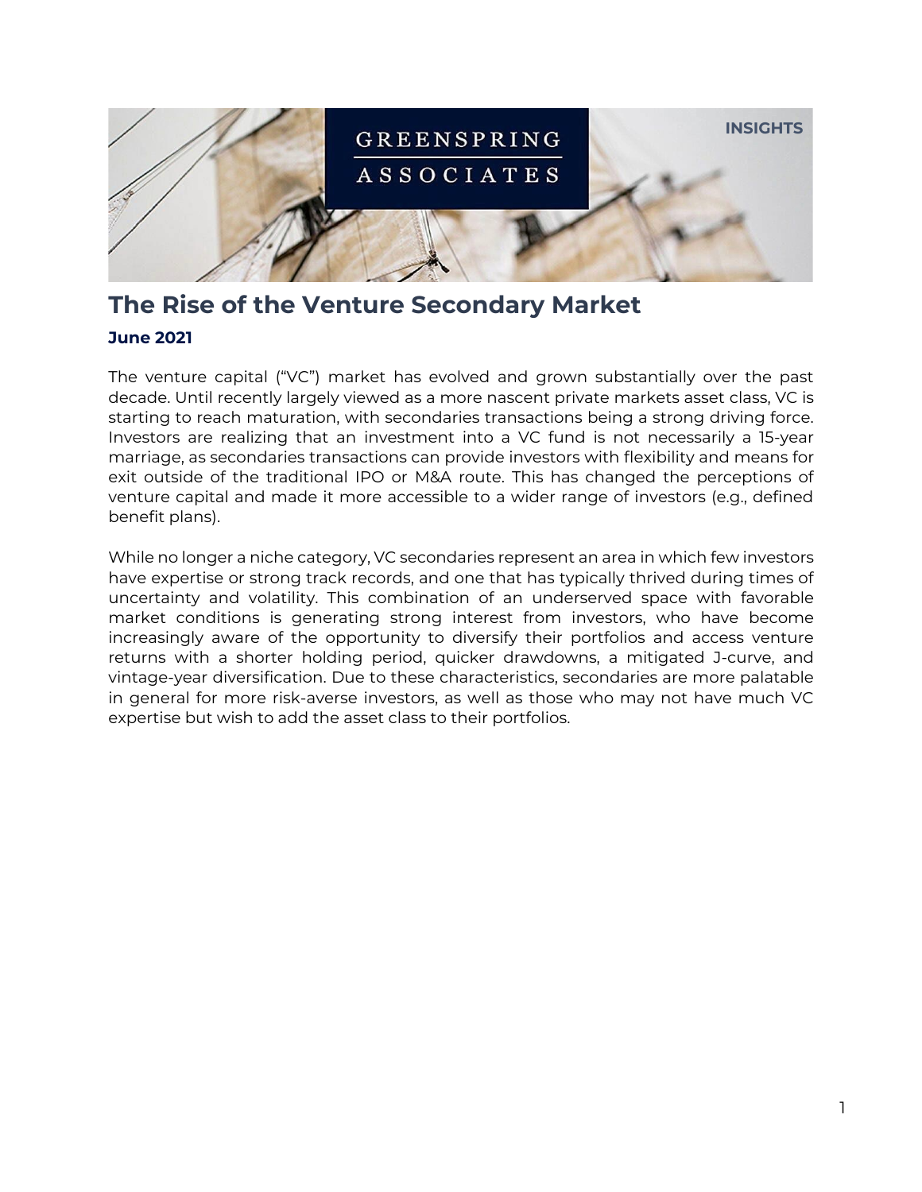GREENSPRING ASSOCIATES

INSIGHTS

# The Rise of the Venture Secondary Market

**June 2021**

The venture capital ("VC") market has evolved and grown substantially over the past decade. Until recently largely viewed as a more nascent private markets asset class, VC is starting to reach maturation, with secondaries transactions being a strong driving force. Investors are realizing that an investment into a VC fund is not necessarily a 15-year marriage, as secondaries transactions can provide investors with flexibility and means for exit outside of the traditional IPO or M&A route. This has changed the perceptions of venture capital and made it more accessible to a wider range of investors (e.g., defined benefit plans).

While no longer a niche category, VC secondaries represent an area in which few investors have expertise or strong track records, and one that has typically thrived during times of uncertainty and volatility. This combination of an underserved space with favorable market conditions is generating strong interest from investors, who have become increasingly aware of the opportunity to diversify their portfolios and access venture returns with a shorter holding period, quicker drawdowns, a mitigated J-curve, and vintage-year diversification. Due to these characteristics, secondaries are more palatable in general for more risk-averse investors, as well as those who may not have much VC expertise but wish to add the asset class to their portfolios.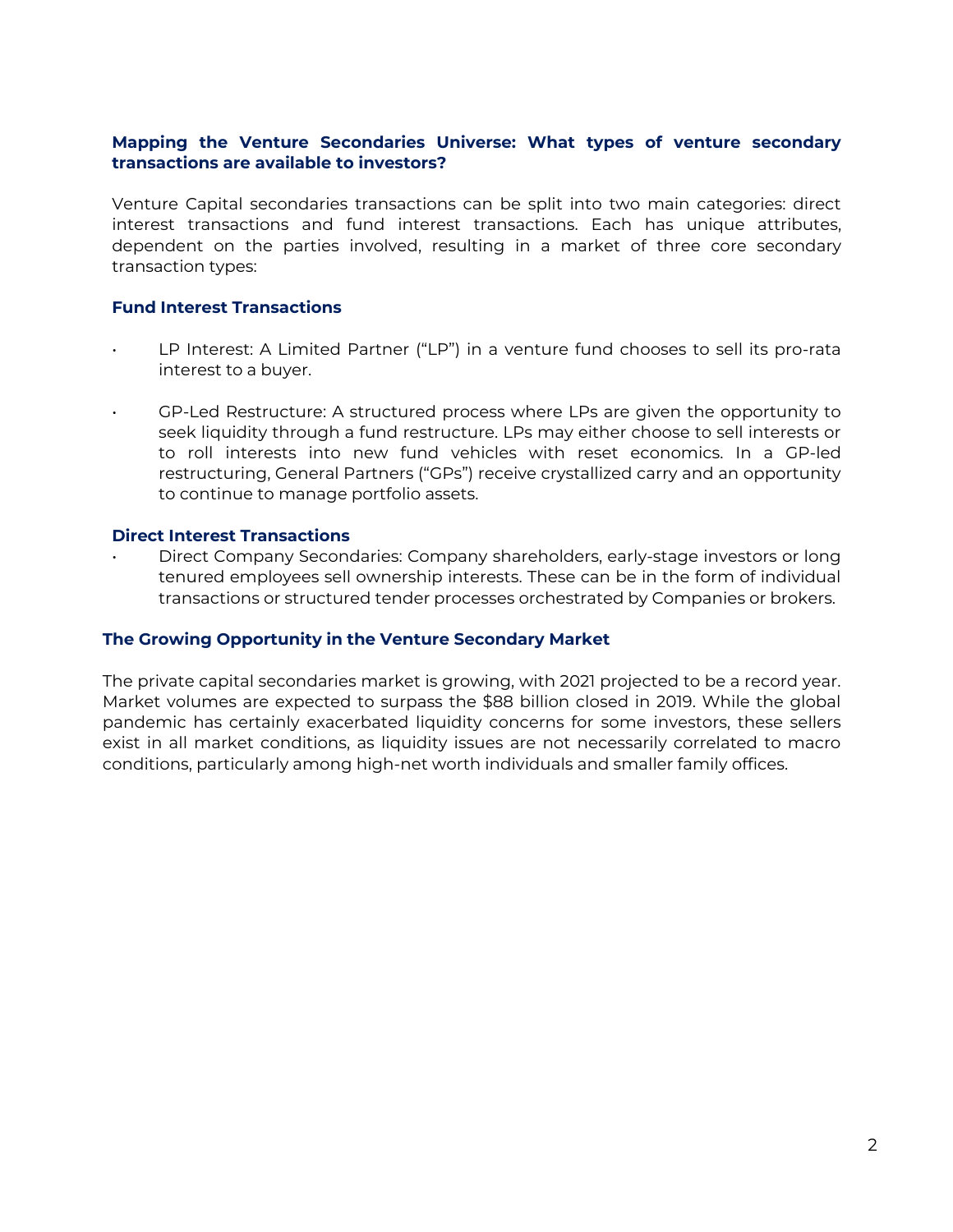## Mapping the Venture Secondaries Universe: What types of venture secondary transactions are available to investors?

Venture Capital secondaries transactions can be split into two main categories: direct interest transactions and fund interest transactions. Each has unique attributes, dependent on the parties involved, resulting in a market of three core secondary transaction types:

### Fund Interest Transactions

- LP Interest: A Limited Partner ("LP") in a venture fund chooses to sell its pro-rata interest to a buyer.
- GP-Led Restructure: A structured process where LPs are given the opportunity to seek liquidity through a fund restructure. LPs may either choose to sell interests or to roll interests into new fund vehicles with reset economics. In a GP-led restructuring, General Partners ("GPs") receive crystallized carry and an opportunity to continue to manage portfolio assets.

### Direct Interest Transactions

- Direct Company Secondaries: Company shareholders, early-stage investors or long tenured employees sell ownership interests. These can be in the form of individual transactions or structured tender processes orchestrated by Companies or brokers.

## The Growing Opportunity in the Venture Secondary Market

The private capital secondaries market is growing, with 2021 projected to be a record year. Market volumes are expected to surpass the $88 billion closed in 2019. While the global pandemic has certainly exacerbated liquidity concerns for some investors, these sellers exist in all market conditions, as liquidity issues are not necessarily correlated to macro conditions, particularly among high-net worth individuals and smaller family offices.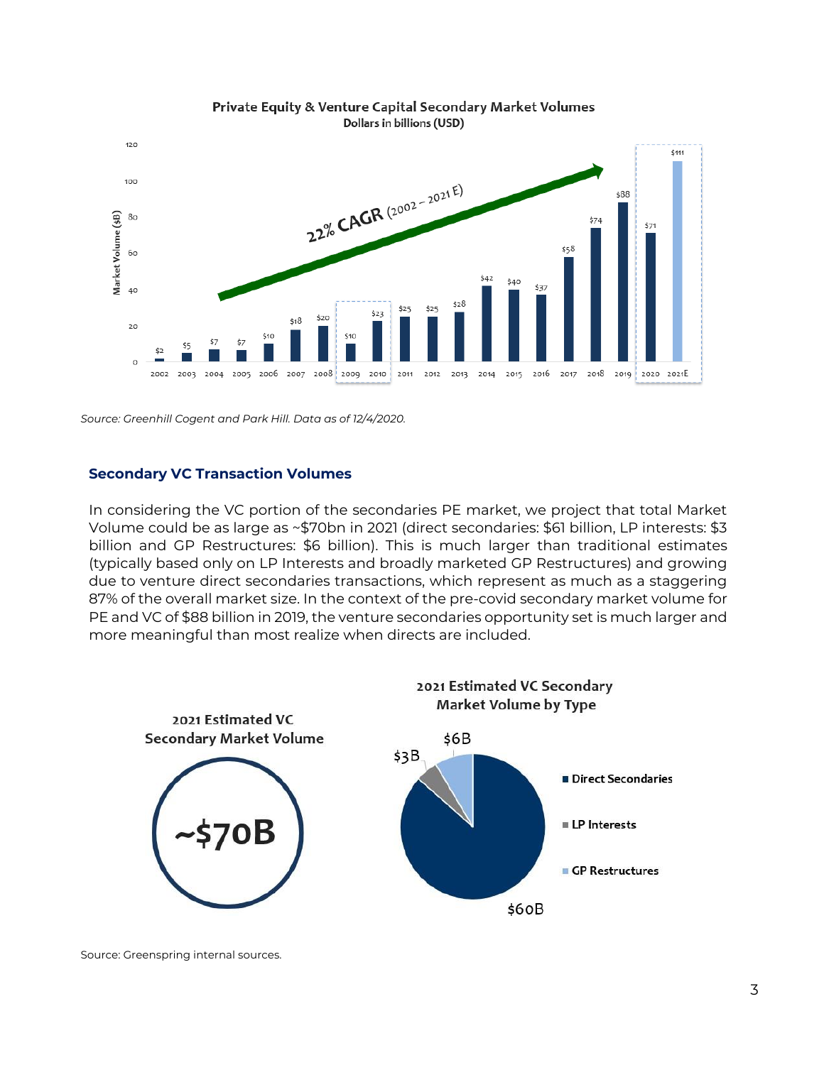**Private Equity & Venture Capital Secondary Market Volumes**
Dollars in billions (USD)

| Year | Market Volume ($B) |
|---|---|
| 2002 | $2 |
| 2003 | $5 |
| 2004 | $7 |
| 2005 | $7 |
| 2006 | $10 |
| 2007 | $18 |
| 2008 | $20 |
| 2009 | $10 |
| 2010 | $23 |
| 2011 | $25 |
| 2012 | $25 |
| 2013 | $28 |
| 2014 | $42 |
| 2015 | $40 |
| 2016 | $37 |
| 2017 | $58 |
| 2018 | $74 |
| 2019 | $88 |
| 2020 | $71 |
| 2021E | $111 |

22% CAGR (2002 – 2021 E)

*Source: Greenhill Cogent and Park Hill. Data as of 12/4/2020.*

### Secondary VC Transaction Volumes

In considering the VC portion of the secondaries PE market, we project that total Market Volume could be as large as ~$70bn in 2021 (direct secondaries: $61 billion, LP interests: $3 billion and GP Restructures: $6 billion). This is much larger than traditional estimates (typically based only on LP Interests and broadly marketed GP Restructures) and growing due to venture direct secondaries transactions, which represent as much as a staggering 87% of the overall market size. In the context of the pre-covid secondary market volume for PE and VC of $88 billion in 2019, the venture secondaries opportunity set is much larger and more meaningful than most realize when directs are included.

**2021 Estimated VC Secondary Market Volume**

~$70B

**2021 Estimated VC Secondary Market Volume by Type**

| Type | Volume |
|---|---|
| Direct Secondaries | $60B |
| LP Interests | $3B |
| GP Restructures | $6B |

Source: Greenspring internal sources.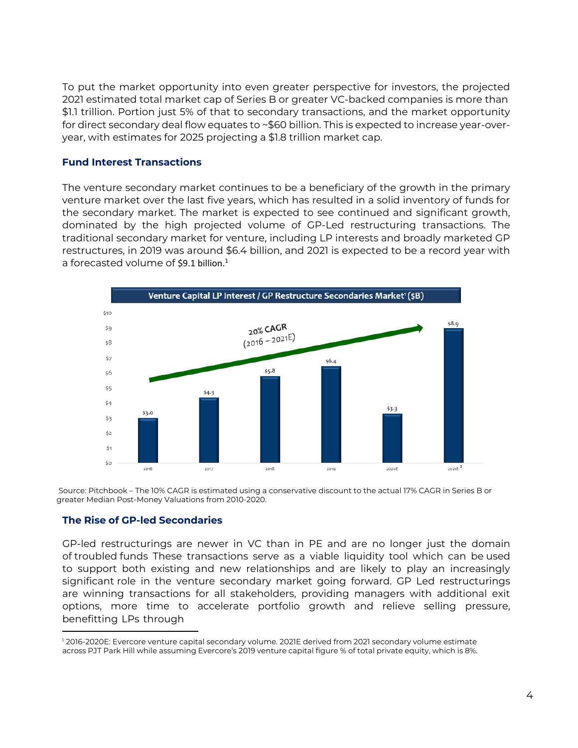To put the market opportunity into even greater perspective for investors, the projected 2021 estimated total market cap of Series B or greater VC-backed companies is more than $1.1 trillion. Portion just 5% of that to secondary transactions, and the market opportunity for direct secondary deal flow equates to ~$60 billion. This is expected to increase year-over-year, with estimates for 2025 projecting a $1.8 trillion market cap.

### Fund Interest Transactions

The venture secondary market continues to be a beneficiary of the growth in the primary venture market over the last five years, which has resulted in a solid inventory of funds for the secondary market. The market is expected to see continued and significant growth, dominated by the high projected volume of GP-Led restructuring transactions. The traditional secondary market for venture, including LP interests and broadly marketed GP restructures, in 2019 was around $6.4 billion, and 2021 is expected to be a record year with a forecasted volume of $9.1 billion.[1]

**Venture Capital LP Interest / GP Restructure Secondaries Market[1] ($B)**

20% CAGR (2016 – 2021E)

| Year | Volume ($B) |
|---|---|
| 2016 | $3.0 |
| 2017 | $4.3 |
| 2018 | $5.8 |
| 2019 | $6.4 |
| 2020E | $3.3 |
| 2021E[2] | $8.9 |

Source: Pitchbook – The 10% CAGR is estimated using a conservative discount to the actual 17% CAGR in Series B or greater Median Post-Money Valuations from 2010-2020.

### The Rise of GP-led Secondaries

GP-led restructurings are newer in VC than in PE and are no longer just the domain of troubled funds These transactions serve as a viable liquidity tool which can be used to support both existing and new relationships and are likely to play an increasingly significant role in the venture secondary market going forward. GP Led restructurings are winning transactions for all stakeholders, providing managers with additional exit options, more time to accelerate portfolio growth and relieve selling pressure, benefitting LPs through

[1] 2016-2020E: Evercore venture capital secondary volume. 2021E derived from 2021 secondary volume estimate across PJT Park Hill while assuming Evercore's 2019 venture capital figure % of total private equity, which is 8%.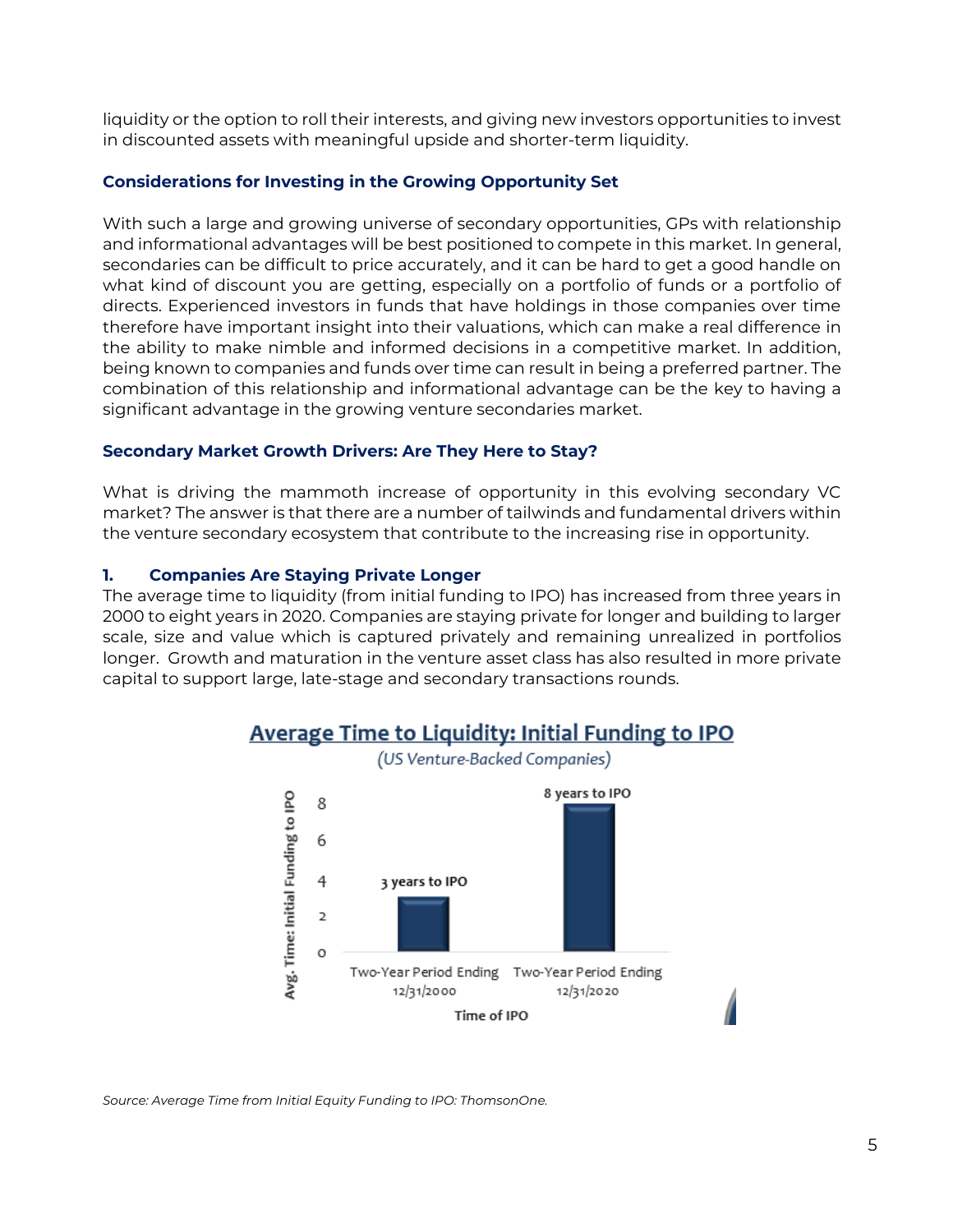liquidity or the option to roll their interests, and giving new investors opportunities to invest in discounted assets with meaningful upside and shorter-term liquidity.

### Considerations for Investing in the Growing Opportunity Set

With such a large and growing universe of secondary opportunities, GPs with relationship and informational advantages will be best positioned to compete in this market. In general, secondaries can be difficult to price accurately, and it can be hard to get a good handle on what kind of discount you are getting, especially on a portfolio of funds or a portfolio of directs. Experienced investors in funds that have holdings in those companies over time therefore have important insight into their valuations, which can make a real difference in the ability to make nimble and informed decisions in a competitive market. In addition, being known to companies and funds over time can result in being a preferred partner. The combination of this relationship and informational advantage can be the key to having a significant advantage in the growing venture secondaries market.

### Secondary Market Growth Drivers: Are They Here to Stay?

What is driving the mammoth increase of opportunity in this evolving secondary VC market? The answer is that there are a number of tailwinds and fundamental drivers within the venture secondary ecosystem that contribute to the increasing rise in opportunity.

#### 1. Companies Are Staying Private Longer

The average time to liquidity (from initial funding to IPO) has increased from three years in 2000 to eight years in 2020. Companies are staying private for longer and building to larger scale, size and value which is captured privately and remaining unrealized in portfolios longer. Growth and maturation in the venture asset class has also resulted in more private capital to support large, late-stage and secondary transactions rounds.

**Average Time to Liquidity: Initial Funding to IPO**

*(US Venture-Backed Companies)*

| Time of IPO | Avg. Time: Initial Funding to IPO |
| --- | --- |
| Two-Year Period Ending 12/31/2000 | 3 years to IPO |
| Two-Year Period Ending 12/31/2020 | 8 years to IPO |

*Source: Average Time from Initial Equity Funding to IPO: ThomsonOne.*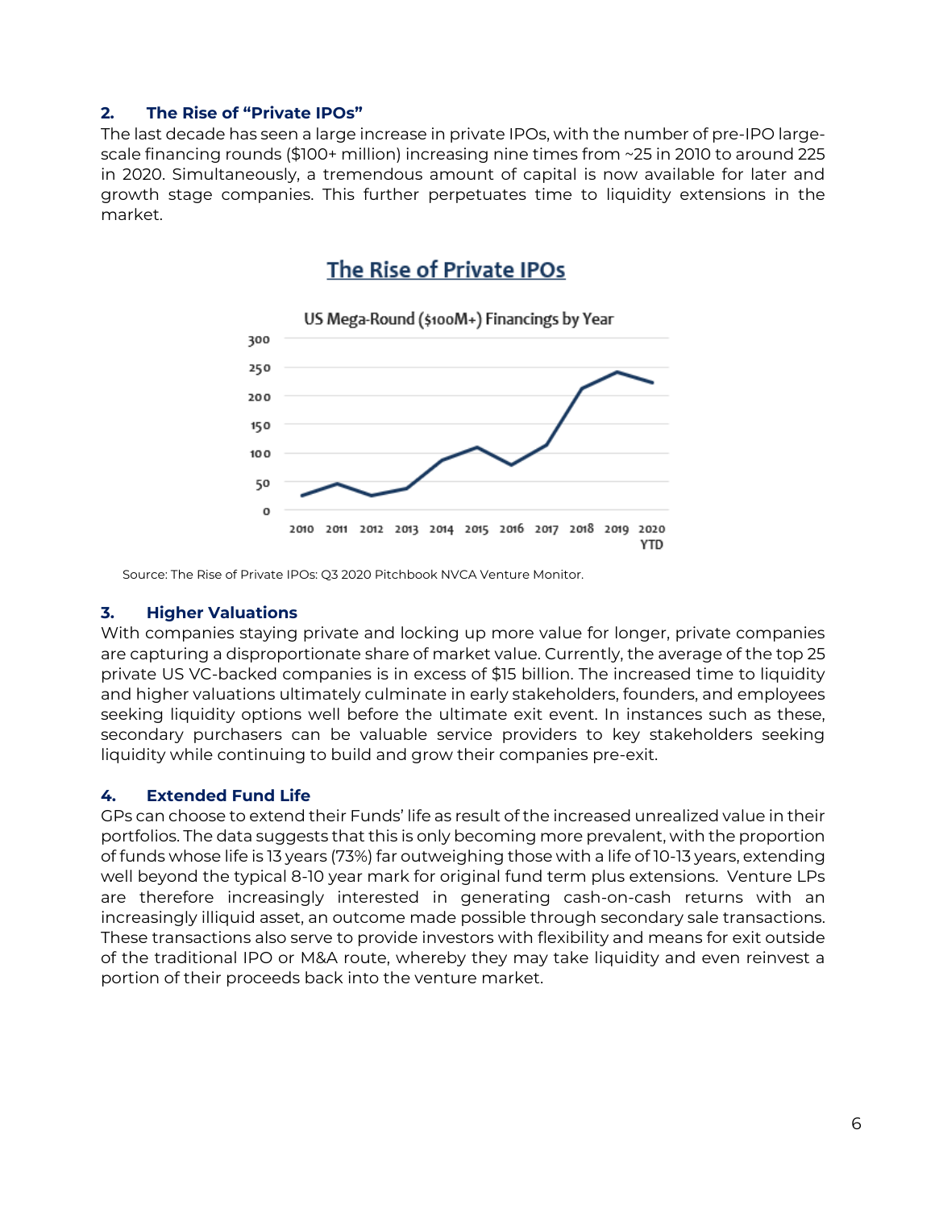## 2. The Rise of "Private IPOs"

The last decade has seen a large increase in private IPOs, with the number of pre-IPO large-scale financing rounds ($100+ million) increasing nine times from ~25 in 2010 to around 225 in 2020. Simultaneously, a tremendous amount of capital is now available for later and growth stage companies. This further perpetuates time to liquidity extensions in the market.

**The Rise of Private IPOs**

US Mega-Round ($100M+) Financings by Year

Source: The Rise of Private IPOs: Q3 2020 Pitchbook NVCA Venture Monitor.

## 3. Higher Valuations

With companies staying private and locking up more value for longer, private companies are capturing a disproportionate share of market value. Currently, the average of the top 25 private US VC-backed companies is in excess of $15 billion. The increased time to liquidity and higher valuations ultimately culminate in early stakeholders, founders, and employees seeking liquidity options well before the ultimate exit event. In instances such as these, secondary purchasers can be valuable service providers to key stakeholders seeking liquidity while continuing to build and grow their companies pre-exit.

## 4. Extended Fund Life

GPs can choose to extend their Funds' life as result of the increased unrealized value in their portfolios. The data suggests that this is only becoming more prevalent, with the proportion of funds whose life is 13 years (73%) far outweighing those with a life of 10-13 years, extending well beyond the typical 8-10 year mark for original fund term plus extensions. Venture LPs are therefore increasingly interested in generating cash-on-cash returns with an increasingly illiquid asset, an outcome made possible through secondary sale transactions. These transactions also serve to provide investors with flexibility and means for exit outside of the traditional IPO or M&A route, whereby they may take liquidity and even reinvest a portion of their proceeds back into the venture market.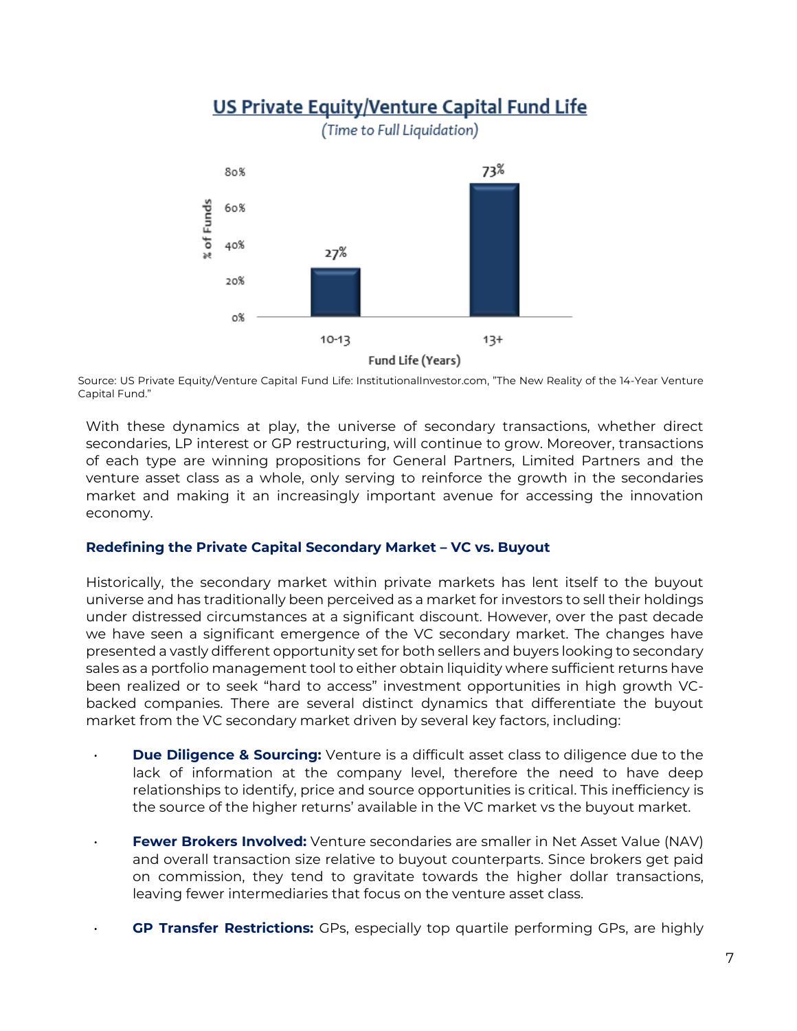**US Private Equity/Venture Capital Fund Life**

*(Time to Full Liquidation)*

| Fund Life (Years) | % of Funds |
|---|---|
| 10-13 | 27% |
| 13+ | 73% |

Source: US Private Equity/Venture Capital Fund Life: InstitutionalInvestor.com, "The New Reality of the 14-Year Venture Capital Fund."

With these dynamics at play, the universe of secondary transactions, whether direct secondaries, LP interest or GP restructuring, will continue to grow. Moreover, transactions of each type are winning propositions for General Partners, Limited Partners and the venture asset class as a whole, only serving to reinforce the growth in the secondaries market and making it an increasingly important avenue for accessing the innovation economy.

### Redefining the Private Capital Secondary Market – VC vs. Buyout

Historically, the secondary market within private markets has lent itself to the buyout universe and has traditionally been perceived as a market for investors to sell their holdings under distressed circumstances at a significant discount. However, over the past decade we have seen a significant emergence of the VC secondary market. The changes have presented a vastly different opportunity set for both sellers and buyers looking to secondary sales as a portfolio management tool to either obtain liquidity where sufficient returns have been realized or to seek "hard to access" investment opportunities in high growth VC-backed companies. There are several distinct dynamics that differentiate the buyout market from the VC secondary market driven by several key factors, including:

- **Due Diligence & Sourcing:** Venture is a difficult asset class to diligence due to the lack of information at the company level, therefore the need to have deep relationships to identify, price and source opportunities is critical. This inefficiency is the source of the higher returns' available in the VC market vs the buyout market.
- **Fewer Brokers Involved:** Venture secondaries are smaller in Net Asset Value (NAV) and overall transaction size relative to buyout counterparts. Since brokers get paid on commission, they tend to gravitate towards the higher dollar transactions, leaving fewer intermediaries that focus on the venture asset class.
- **GP Transfer Restrictions:** GPs, especially top quartile performing GPs, are highly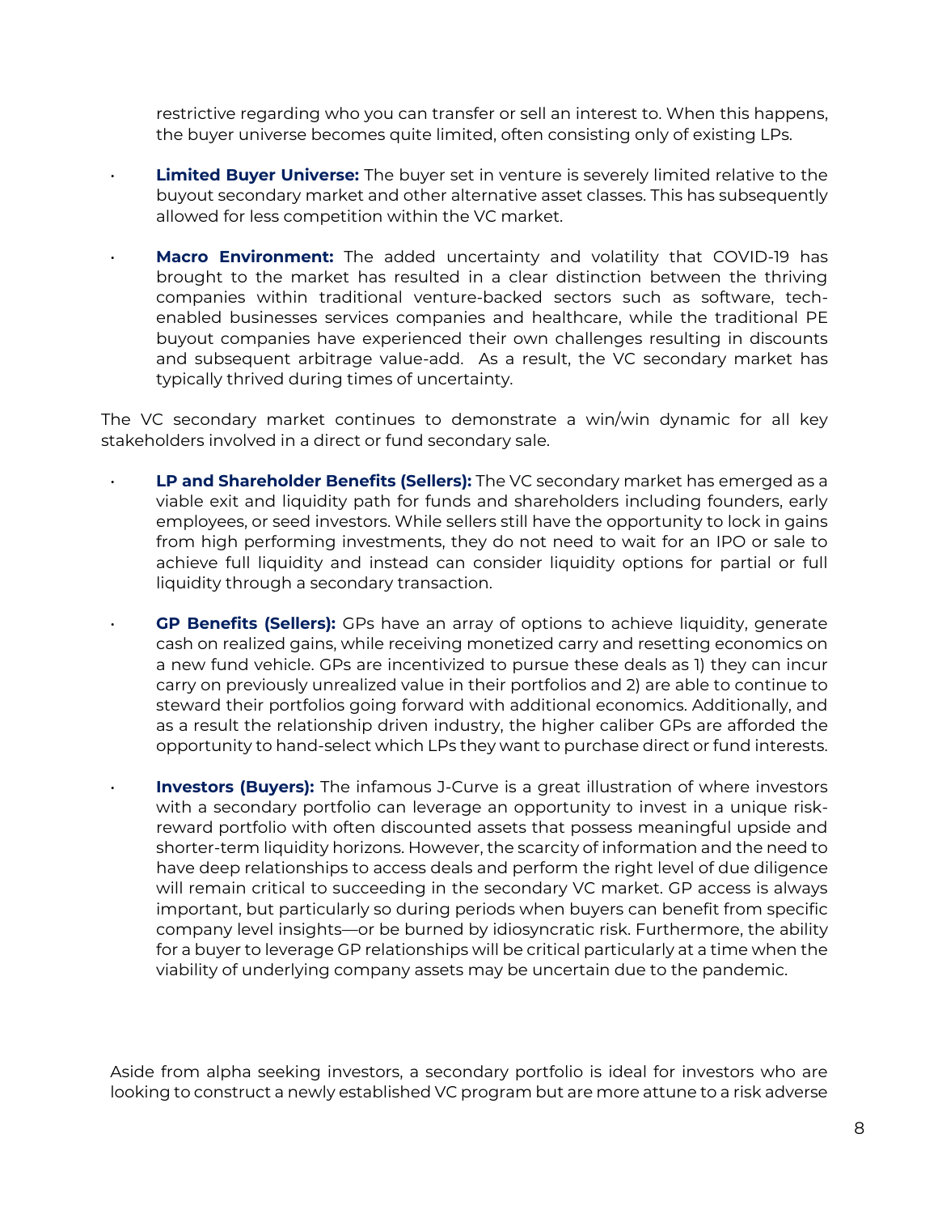restrictive regarding who you can transfer or sell an interest to. When this happens, the buyer universe becomes quite limited, often consisting only of existing LPs.

- **Limited Buyer Universe:** The buyer set in venture is severely limited relative to the buyout secondary market and other alternative asset classes. This has subsequently allowed for less competition within the VC market.
- **Macro Environment:** The added uncertainty and volatility that COVID-19 has brought to the market has resulted in a clear distinction between the thriving companies within traditional venture-backed sectors such as software, tech-enabled businesses services companies and healthcare, while the traditional PE buyout companies have experienced their own challenges resulting in discounts and subsequent arbitrage value-add. As a result, the VC secondary market has typically thrived during times of uncertainty.

The VC secondary market continues to demonstrate a win/win dynamic for all key stakeholders involved in a direct or fund secondary sale.

- **LP and Shareholder Benefits (Sellers):** The VC secondary market has emerged as a viable exit and liquidity path for funds and shareholders including founders, early employees, or seed investors. While sellers still have the opportunity to lock in gains from high performing investments, they do not need to wait for an IPO or sale to achieve full liquidity and instead can consider liquidity options for partial or full liquidity through a secondary transaction.
- **GP Benefits (Sellers):** GPs have an array of options to achieve liquidity, generate cash on realized gains, while receiving monetized carry and resetting economics on a new fund vehicle. GPs are incentivized to pursue these deals as 1) they can incur carry on previously unrealized value in their portfolios and 2) are able to continue to steward their portfolios going forward with additional economics. Additionally, and as a result the relationship driven industry, the higher caliber GPs are afforded the opportunity to hand-select which LPs they want to purchase direct or fund interests.
- **Investors (Buyers):** The infamous J-Curve is a great illustration of where investors with a secondary portfolio can leverage an opportunity to invest in a unique risk-reward portfolio with often discounted assets that possess meaningful upside and shorter-term liquidity horizons. However, the scarcity of information and the need to have deep relationships to access deals and perform the right level of due diligence will remain critical to succeeding in the secondary VC market. GP access is always important, but particularly so during periods when buyers can benefit from specific company level insights—or be burned by idiosyncratic risk. Furthermore, the ability for a buyer to leverage GP relationships will be critical particularly at a time when the viability of underlying company assets may be uncertain due to the pandemic.

Aside from alpha seeking investors, a secondary portfolio is ideal for investors who are looking to construct a newly established VC program but are more attune to a risk adverse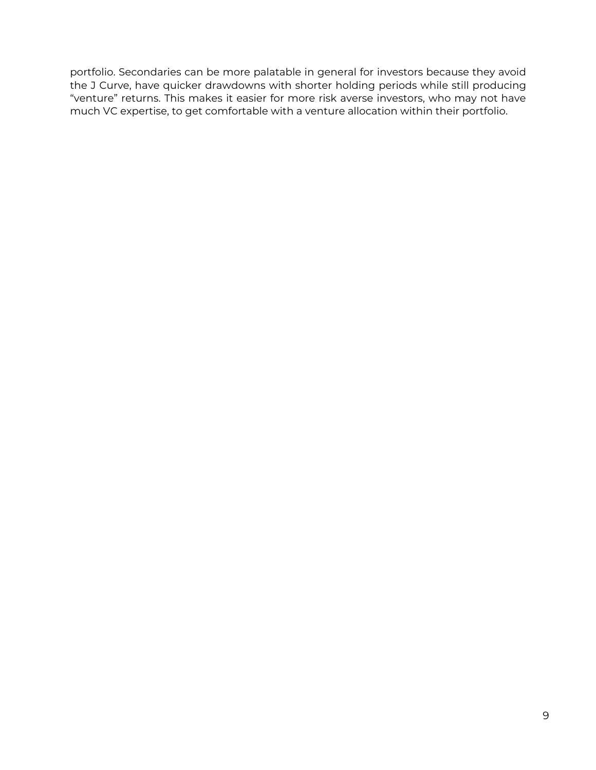portfolio. Secondaries can be more palatable in general for investors because they avoid the J Curve, have quicker drawdowns with shorter holding periods while still producing "venture" returns. This makes it easier for more risk averse investors, who may not have much VC expertise, to get comfortable with a venture allocation within their portfolio.